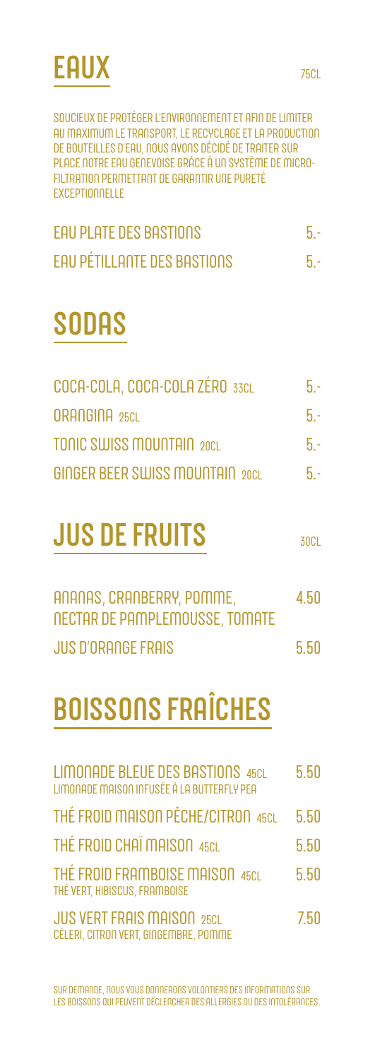# EAUX

75CL

SOUCIEUX DE PROTÉGER L'ENVIRONNEMENT ET AFIN DE LIMITER AU MAXIMUM LE TRANSPORT, LE RECYCLAGE ET LA PRODUCTION DE BOUTEILLES D'EAU, NOUS AVONS DÉCIDÉ DE TRAITER SUR PLACE NOTRE EAU GENEVOISE GRÂCE À UN SYSTÈME DE MICRO-FILTRATION PERMETTANT DE GARANTIR UNE PURETÉ EXCEPTIONNELLE

| | |
|---|---|
| EAU PLATE DES BASTIONS | 5.- |
| EAU PÉTILLANTE DES BASTIONS | 5.- |

# SODAS

| | |
|---|---|
| COCA-COLA, COCA-COLA ZÉRO 33CL | 5.- |
| ORANGINA 25CL | 5.- |
| TONIC SWISS MOUNTAIN 20CL | 5.- |
| GINGER BEER SWISS MOUNTAIN 20CL | 5.- |

# JUS DE FRUITS

30CL

| | |
|---|---|
| ANANAS, CRANBERRY, POMME, NECTAR DE PAMPLEMOUSSE, TOMATE | 4.50 |
| JUS D'ORANGE FRAIS | 5.50 |

# BOISSONS FRAÎCHES

| | |
|---|---|
| LIMONADE BLEUE DES BASTIONS 45CL<br>LIMONADE MAISON INFUSÉE À LA BUTTERFLY PEA | 5.50 |
| THÉ FROID MAISON PÊCHE/CITRON 45CL | 5.50 |
| THÉ FROID CHAÏ MAISON 45CL | 5.50 |
| THÉ FROID FRAMBOISE MAISON 45CL<br>THÉ VERT, HIBISCUS, FRAMBOISE | 5.50 |
| JUS VERT FRAIS MAISON 25CL<br>CÉLERI, CITRON VERT, GINGEMBRE, POMME | 7.50 |

SUR DEMANDE, NOUS VOUS DONNERONS VOLONTIERS DES INFORMATIONS SUR LES BOISSONS QUI PEUVENT DÉCLENCHER DES ALLERGIES OU DES INTOLÉRANCES.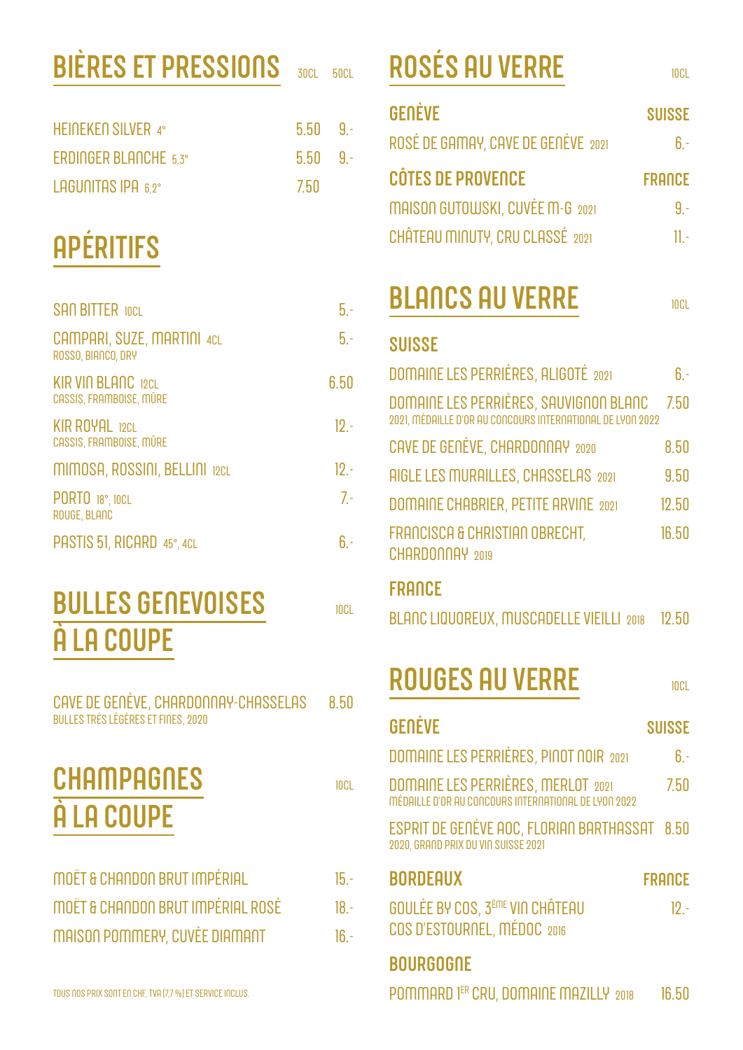## BIÈRES ET PRESSIONS

| | 30CL | 50CL |
|---|---|---|
| HEINEKEN SILVER 4° | 5.50 | 9.- |
| ERDINGER BLANCHE 5,3° | 5.50 | 9.- |
| LAGUNITAS IPA 6,2° | 7.50 | |

## APÉRITIFS

| | |
|---|---|
| SAN BITTER 10CL | 5.- |
| CAMPARI, SUZE, MARTINI 4CL<br>ROSSO, BIANCO, DRY | 5.- |
| KIR VIN BLANC 12CL<br>CASSIS, FRAMBOISE, MÛRE | 6.50 |
| KIR ROYAL 12CL<br>CASSIS, FRAMBOISE, MÛRE | 12.- |
| MIMOSA, ROSSINI, BELLINI 12CL | 12.- |
| PORTO 18°, 10CL<br>ROUGE, BLANC | 7.- |
| PASTIS 51, RICARD 45°, 4CL | 6.- |

## BULLES GENEVOISES À LA COUPE

| | 10CL |
|---|---|
| CAVE DE GENÈVE, CHARDONNAY-CHASSELAS<br>BULLES TRÈS LÉGÈRES ET FINES, 2020 | 8.50 |

## CHAMPAGNES À LA COUPE

| | 10CL |
|---|---|
| MOËT & CHANDON BRUT IMPÉRIAL | 15.- |
| MOËT & CHANDON BRUT IMPÉRIAL ROSÉ | 18.- |
| MAISON POMMERY, CUVÉE DIAMANT | 16.- |

TOUS NOS PRIX SONT EN CHF, TVA (7,7 %) ET SERVICE INCLUS.

## ROSÉS AU VERRE

10CL

### GENÈVE — SUISSE

| | |
|---|---|
| ROSÉ DE GAMAY, CAVE DE GENÈVE 2021 | 6.- |

### CÔTES DE PROVENCE — FRANCE

| | |
|---|---|
| MAISON GUTOWSKI, CUVÉE M-G 2021 | 9.- |
| CHÂTEAU MINUTY, CRU CLASSÉ 2021 | 11.- |

## BLANCS AU VERRE

10CL

### SUISSE

| | |
|---|---|
| DOMAINE LES PERRIÈRES, ALIGOTÉ 2021 | 6.- |
| DOMAINE LES PERRIÈRES, SAUVIGNON BLANC<br>2021, MÉDAILLE D'OR AU CONCOURS INTERNATIONAL DE LYON 2022 | 7.50 |
| CAVE DE GENÈVE, CHARDONNAY 2020 | 8.50 |
| AIGLE LES MURAILLES, CHASSELAS 2021 | 9.50 |
| DOMAINE CHABRIER, PETITE ARVINE 2021 | 12.50 |
| FRANCISCA & CHRISTIAN OBRECHT, CHARDONNAY 2019 | 16.50 |

### FRANCE

| | |
|---|---|
| BLANC LIQUOREUX, MUSCADELLE VIEILLI 2018 | 12.50 |

## ROUGES AU VERRE

10CL

### GENÈVE — SUISSE

| | |
|---|---|
| DOMAINE LES PERRIÈRES, PINOT NOIR 2021 | 6.- |
| DOMAINE LES PERRIÈRES, MERLOT 2021<br>MÉDAILLE D'OR AU CONCOURS INTERNATIONAL DE LYON 2022 | 7.50 |
| ESPRIT DE GENÈVE AOC, FLORIAN BARTHASSAT<br>2020, GRAND PRIX DU VIN SUISSE 2021 | 8.50 |

### BORDEAUX — FRANCE

| | |
|---|---|
| GOULÉE BY COS, 3ÈME VIN CHÂTEAU COS D'ESTOURNEL, MÉDOC 2016 | 12.- |

### BOURGOGNE

| | |
|---|---|
| POMMARD 1ER CRU, DOMAINE MAZILLY 2018 | 16.50 |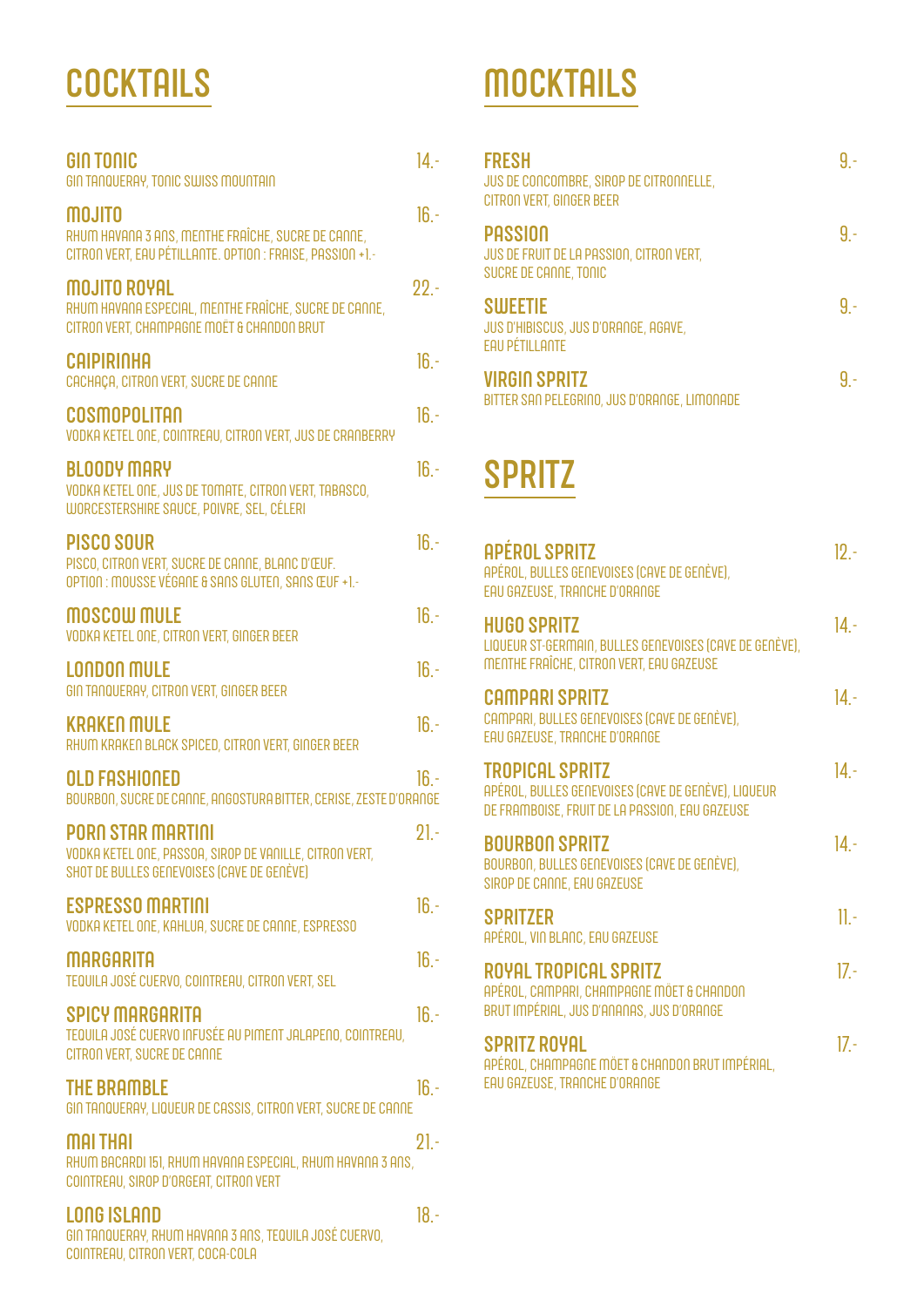# COCKTAILS

**GIN TONIC** 14.-
GIN TANQUERAY, TONIC SWISS MOUNTAIN

**MOJITO** 16.-
RHUM HAVANA 3 ANS, MENTHE FRAÎCHE, SUCRE DE CANNE, CITRON VERT, EAU PÉTILLANTE. OPTION : FRAISE, PASSION +1.-

**MOJITO ROYAL** 22.-
RHUM HAVANA ESPECIAL, MENTHE FRAÎCHE, SUCRE DE CANNE, CITRON VERT, CHAMPAGNE MOËT & CHANDON BRUT

**CAIPIRINHA** 16.-
CACHAÇA, CITRON VERT, SUCRE DE CANNE

**COSMOPOLITAN** 16.-
VODKA KETEL ONE, COINTREAU, CITRON VERT, JUS DE CRANBERRY

**BLOODY MARY** 16.-
VODKA KETEL ONE, JUS DE TOMATE, CITRON VERT, TABASCO, WORCESTERSHIRE SAUCE, POIVRE, SEL, CÉLERI

**PISCO SOUR** 16.-
PISCO, CITRON VERT, SUCRE DE CANNE, BLANC D'ŒUF. OPTION : MOUSSE VÉGANE & SANS GLUTEN, SANS ŒUF +1.-

**MOSCOW MULE** 16.-
VODKA KETEL ONE, CITRON VERT, GINGER BEER

**LONDON MULE** 16.-
GIN TANQUERAY, CITRON VERT, GINGER BEER

**KRAKEN MULE** 16.-
RHUM KRAKEN BLACK SPICED, CITRON VERT, GINGER BEER

**OLD FASHIONED** 16.-
BOURBON, SUCRE DE CANNE, ANGOSTURA BITTER, CERISE, ZESTE D'ORANGE

**PORN STAR MARTINI** 21.-
VODKA KETEL ONE, PASSOA, SIROP DE VANILLE, CITRON VERT, SHOT DE BULLES GENEVOISES (CAVE DE GENÈVE)

**ESPRESSO MARTINI** 16.-
VODKA KETEL ONE, KAHLUA, SUCRE DE CANNE, ESPRESSO

**MARGARITA** 16.-
TEQUILA JOSÉ CUERVO, COINTREAU, CITRON VERT, SEL

**SPICY MARGARITA** 16.-
TEQUILA JOSÉ CUERVO INFUSÉE AU PIMENT JALAPENO, COINTREAU, CITRON VERT, SUCRE DE CANNE

**THE BRAMBLE** 16.-
GIN TANQUERAY, LIQUEUR DE CASSIS, CITRON VERT, SUCRE DE CANNE

**MAI THAI** 21.-
RHUM BACARDI 151, RHUM HAVANA ESPECIAL, RHUM HAVANA 3 ANS, COINTREAU, SIROP D'ORGEAT, CITRON VERT

**LONG ISLAND** 18.-
GIN TANQUERAY, RHUM HAVANA 3 ANS, TEQUILA JOSÉ CUERVO, COINTREAU, CITRON VERT, COCA-COLA

# MOCKTAILS

**FRESH** 9.-
JUS DE CONCOMBRE, SIROP DE CITRONNELLE, CITRON VERT, GINGER BEER

**PASSION** 9.-
JUS DE FRUIT DE LA PASSION, CITRON VERT, SUCRE DE CANNE, TONIC

**SWEETIE** 9.-
JUS D'HIBISCUS, JUS D'ORANGE, AGAVE, EAU PÉTILLANTE

**VIRGIN SPRITZ** 9.-
BITTER SAN PELEGRINO, JUS D'ORANGE, LIMONADE

# SPRITZ

**APÉROL SPRITZ** 12.-
APÉROL, BULLES GENEVOISES (CAVE DE GENÈVE), EAU GAZEUSE, TRANCHE D'ORANGE

**HUGO SPRITZ** 14.-
LIQUEUR ST-GERMAIN, BULLES GENEVOISES (CAVE DE GENÈVE), MENTHE FRAÎCHE, CITRON VERT, EAU GAZEUSE

**CAMPARI SPRITZ** 14.-
CAMPARI, BULLES GENEVOISES (CAVE DE GENÈVE), EAU GAZEUSE, TRANCHE D'ORANGE

**TROPICAL SPRITZ** 14.-
APÉROL, BULLES GENEVOISES (CAVE DE GENÈVE), LIQUEUR DE FRAMBOISE, FRUIT DE LA PASSION, EAU GAZEUSE

**BOURBON SPRITZ** 14.-
BOURBON, BULLES GENEVOISES (CAVE DE GENÈVE), SIROP DE CANNE, EAU GAZEUSE

**SPRITZER** 11.-
APÉROL, VIN BLANC, EAU GAZEUSE

**ROYAL TROPICAL SPRITZ** 17.-
APÉROL, CAMPARI, CHAMPAGNE MOËT & CHANDON BRUT IMPÉRIAL, JUS D'ANANAS, JUS D'ORANGE

**SPRITZ ROYAL** 17.-
APÉROL, CHAMPAGNE MOËT & CHANDON BRUT IMPÉRIAL, EAU GAZEUSE, TRANCHE D'ORANGE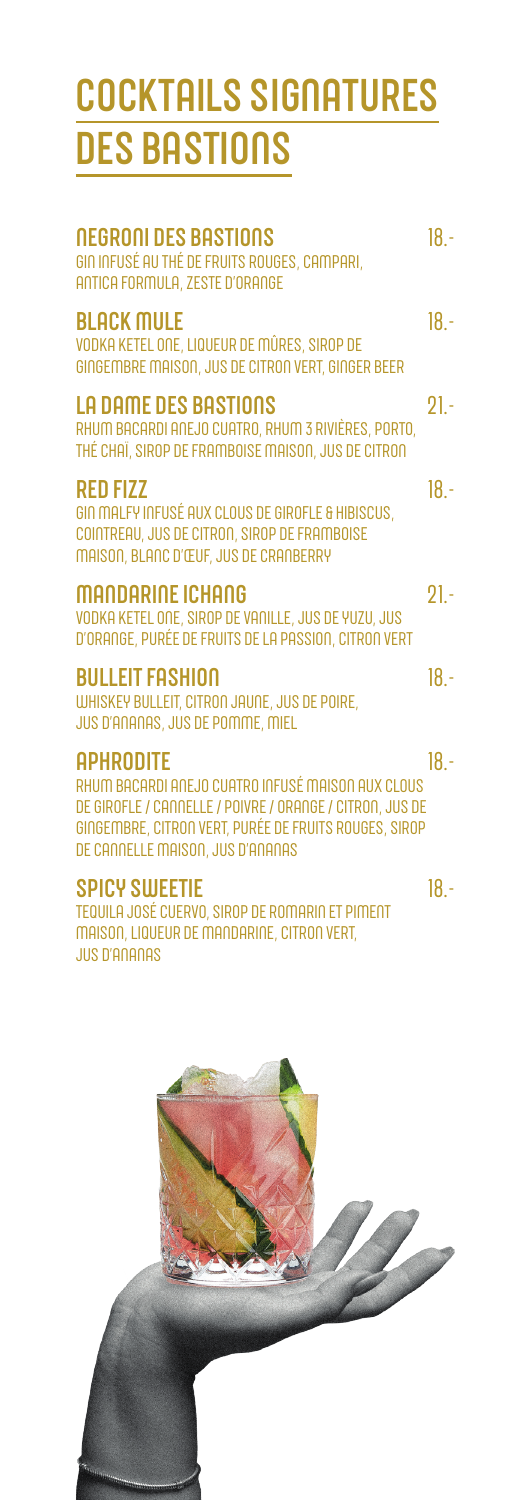# COCKTAILS SIGNATURES DES BASTIONS

### NEGRONI DES BASTIONS — 18.-
GIN INFUSÉ AU THÉ DE FRUITS ROUGES, CAMPARI, ANTICA FORMULA, ZESTE D'ORANGE

### BLACK MULE — 18.-
VODKA KETEL ONE, LIQUEUR DE MÛRES, SIROP DE GINGEMBRE MAISON, JUS DE CITRON VERT, GINGER BEER

### LA DAME DES BASTIONS — 21.-
RHUM BACARDI ANEJO CUATRO, RHUM 3 RIVIÈRES, PORTO, THÉ CHAÏ, SIROP DE FRAMBOISE MAISON, JUS DE CITRON

### RED FIZZ — 18.-
GIN MALFY INFUSÉ AUX CLOUS DE GIROFLE & HIBISCUS, COINTREAU, JUS DE CITRON, SIROP DE FRAMBOISE MAISON, BLANC D'ŒUF, JUS DE CRANBERRY

### MANDARINE ICHANG — 21.-
VODKA KETEL ONE, SIROP DE VANILLE, JUS DE YUZU, JUS D'ORANGE, PURÉE DE FRUITS DE LA PASSION, CITRON VERT

### BULLEIT FASHION — 18.-
WHISKEY BULLEIT, CITRON JAUNE, JUS DE POIRE, JUS D'ANANAS, JUS DE POMME, MIEL

### APHRODITE — 18.-
RHUM BACARDI ANEJO CUATRO INFUSÉ MAISON AUX CLOUS DE GIROFLE / CANNELLE / POIVRE / ORANGE / CITRON, JUS DE GINGEMBRE, CITRON VERT, PURÉE DE FRUITS ROUGES, SIROP DE CANNELLE MAISON, JUS D'ANANAS

### SPICY SWEETIE — 18.-
TEQUILA JOSÉ CUERVO, SIROP DE ROMARIN ET PIMENT MAISON, LIQUEUR DE MANDARINE, CITRON VERT, JUS D'ANANAS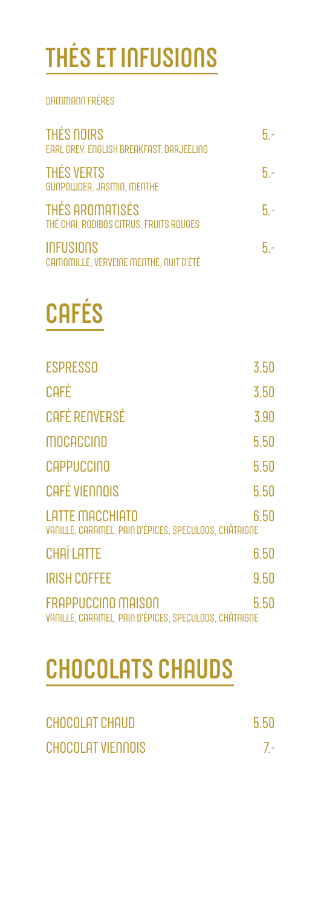# Thés et infusions

Dammann Frères

| | |
|---|---|
| **Thés noirs**<br>Earl Grey, English Breakfast, Darjeeling | 5.- |
| **Thés verts**<br>Gunpowder, Jasmin, Menthe | 5.- |
| **Thés aromatisés**<br>Thé chaï, Rooibos citrus, Fruits rouges | 5.- |
| **Infusions**<br>Camomille, Verveine menthe, Nuit d'été | 5.- |

# Cafés

| | |
|---|---|
| Espresso | 3.50 |
| Café | 3.50 |
| Café renversé | 3.90 |
| Mocaccino | 5.50 |
| Cappuccino | 5.50 |
| Café viennois | 5.50 |
| Latte macchiato<br>Vanille, Caramel, Pain d'épices, Speculoos, Châtaigne | 6.50 |
| Chaï latte | 6.50 |
| Irish coffee | 9.50 |
| Frappuccino maison<br>Vanille, Caramel, Pain d'épices, Speculoos, Châtaigne | 5.50 |

# Chocolats chauds

| | |
|---|---|
| Chocolat chaud | 5.50 |
| Chocolat viennois | 7.- |